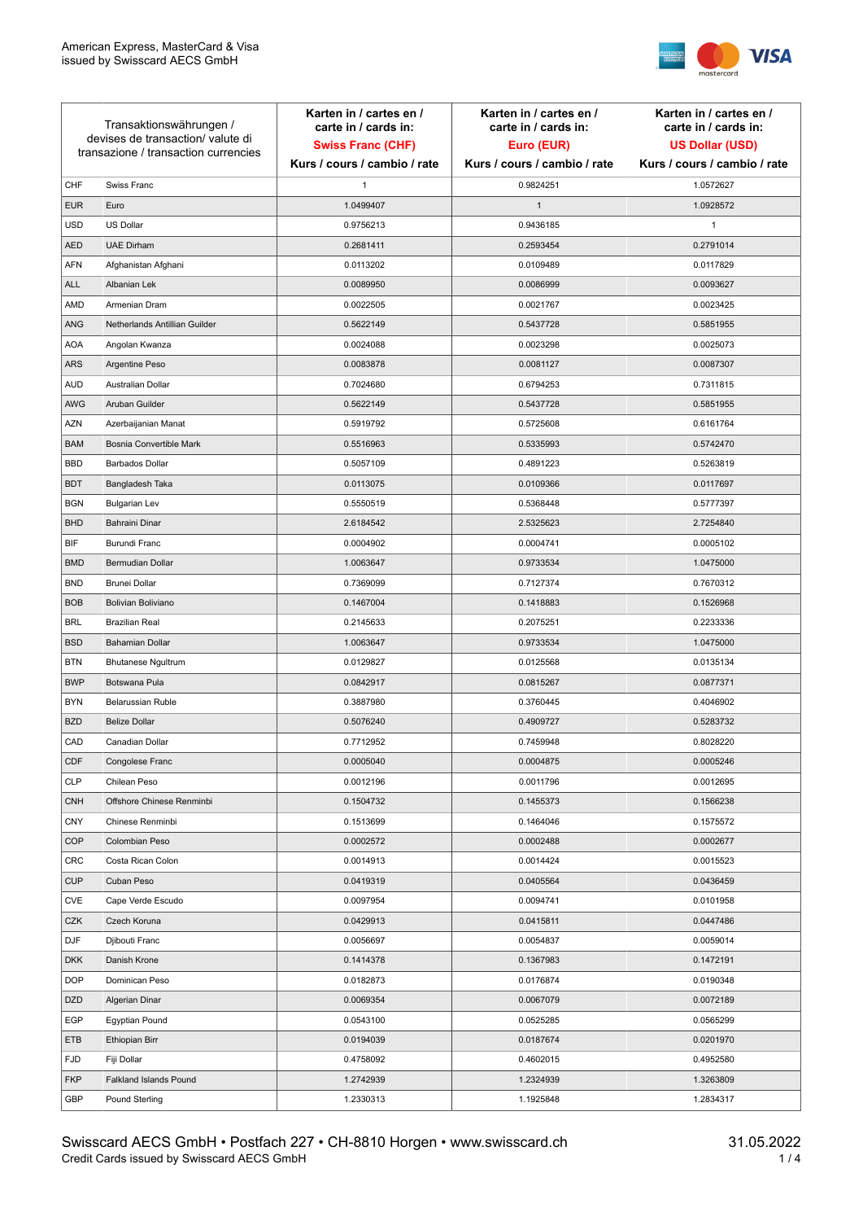| Transaktionswährungen / devises de transaction/ valute di transazione / transaction currencies | | Karten in / cartes en / carte in / cards in: **Swiss Franc (CHF)** Kurs / cours / cambio / rate | Karten in / cartes en / carte in / cards in: **Euro (EUR)** Kurs / cours / cambio / rate | Karten in / cartes en / carte in / cards in: **US Dollar (USD)** Kurs / cours / cambio / rate |
|---|---|---|---|---|
| CHF | Swiss Franc | 1 | 0.9824251 | 1.0572627 |
| EUR | Euro | 1.0499407 | 1 | 1.0928572 |
| USD | US Dollar | 0.9756213 | 0.9436185 | 1 |
| AED | UAE Dirham | 0.2681411 | 0.2593454 | 0.2791014 |
| AFN | Afghanistan Afghani | 0.0113202 | 0.0109489 | 0.0117829 |
| ALL | Albanian Lek | 0.0089950 | 0.0086999 | 0.0093627 |
| AMD | Armenian Dram | 0.0022505 | 0.0021767 | 0.0023425 |
| ANG | Netherlands Antillian Guilder | 0.5622149 | 0.5437728 | 0.5851955 |
| AOA | Angolan Kwanza | 0.0024088 | 0.0023298 | 0.0025073 |
| ARS | Argentine Peso | 0.0083878 | 0.0081127 | 0.0087307 |
| AUD | Australian Dollar | 0.7024680 | 0.6794253 | 0.7311815 |
| AWG | Aruban Guilder | 0.5622149 | 0.5437728 | 0.5851955 |
| AZN | Azerbaijanian Manat | 0.5919792 | 0.5725608 | 0.6161764 |
| BAM | Bosnia Convertible Mark | 0.5516963 | 0.5335993 | 0.5742470 |
| BBD | Barbados Dollar | 0.5057109 | 0.4891223 | 0.5263819 |
| BDT | Bangladesh Taka | 0.0113075 | 0.0109366 | 0.0117697 |
| BGN | Bulgarian Lev | 0.5550519 | 0.5368448 | 0.5777397 |
| BHD | Bahraini Dinar | 2.6184542 | 2.5325623 | 2.7254840 |
| BIF | Burundi Franc | 0.0004902 | 0.0004741 | 0.0005102 |
| BMD | Bermudian Dollar | 1.0063647 | 0.9733534 | 1.0475000 |
| BND | Brunei Dollar | 0.7369099 | 0.7127374 | 0.7670312 |
| BOB | Bolivian Boliviano | 0.1467004 | 0.1418883 | 0.1526968 |
| BRL | Brazilian Real | 0.2145633 | 0.2075251 | 0.2233336 |
| BSD | Bahamian Dollar | 1.0063647 | 0.9733534 | 1.0475000 |
| BTN | Bhutanese Ngultrum | 0.0129827 | 0.0125568 | 0.0135134 |
| BWP | Botswana Pula | 0.0842917 | 0.0815267 | 0.0877371 |
| BYN | Belarussian Ruble | 0.3887980 | 0.3760445 | 0.4046902 |
| BZD | Belize Dollar | 0.5076240 | 0.4909727 | 0.5283732 |
| CAD | Canadian Dollar | 0.7712952 | 0.7459948 | 0.8028220 |
| CDF | Congolese Franc | 0.0005040 | 0.0004875 | 0.0005246 |
| CLP | Chilean Peso | 0.0012196 | 0.0011796 | 0.0012695 |
| CNH | Offshore Chinese Renminbi | 0.1504732 | 0.1455373 | 0.1566238 |
| CNY | Chinese Renminbi | 0.1513699 | 0.1464046 | 0.1575572 |
| COP | Colombian Peso | 0.0002572 | 0.0002488 | 0.0002677 |
| CRC | Costa Rican Colon | 0.0014913 | 0.0014424 | 0.0015523 |
| CUP | Cuban Peso | 0.0419319 | 0.0405564 | 0.0436459 |
| CVE | Cape Verde Escudo | 0.0097954 | 0.0094741 | 0.0101958 |
| CZK | Czech Koruna | 0.0429913 | 0.0415811 | 0.0447486 |
| DJF | Djibouti Franc | 0.0056697 | 0.0054837 | 0.0059014 |
| DKK | Danish Krone | 0.1414378 | 0.1367983 | 0.1472191 |
| DOP | Dominican Peso | 0.0182873 | 0.0176874 | 0.0190348 |
| DZD | Algerian Dinar | 0.0069354 | 0.0067079 | 0.0072189 |
| EGP | Egyptian Pound | 0.0543100 | 0.0525285 | 0.0565299 |
| ETB | Ethiopian Birr | 0.0194039 | 0.0187674 | 0.0201970 |
| FJD | Fiji Dollar | 0.4758092 | 0.4602015 | 0.4952580 |
| FKP | Falkland Islands Pound | 1.2742939 | 1.2324939 | 1.3263809 |
| GBP | Pound Sterling | 1.2330313 | 1.1925848 | 1.2834317 |

Swisscard AECS GmbH • Postfach 227 • CH-8810 Horgen • www.swisscard.ch
Credit Cards issued by Swisscard AECS GmbH

31.05.2022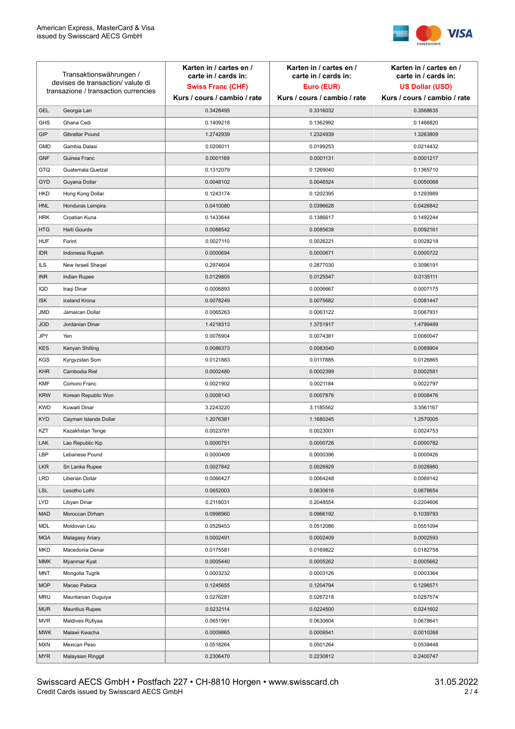| Transaktionswährungen / devises de transaction/ valute di transazione / transaction currencies | | Karten in / cartes en / carte in / cards in: **Swiss Franc (CHF)** Kurs / cours / cambio / rate | Karten in / cartes en / carte in / cards in: **Euro (EUR)** Kurs / cours / cambio / rate | Karten in / cartes en / carte in / cards in: **US Dollar (USD)** Kurs / cours / cambio / rate |
|---|---|---|---|---|
| GEL | Georgia Lari | 0.3428495 | 0.3316032 | 0.3568635 |
| GHS | Ghana Cedi | 0.1409218 | 0.1362992 | 0.1466820 |
| GIP | Gibraltar Pound | 1.2742939 | 1.2324939 | 1.3263809 |
| GMD | Gambia Dalasi | 0.0206011 | 0.0199253 | 0.0214432 |
| GNF | Guinea Franc | 0.0001169 | 0.0001131 | 0.0001217 |
| GTQ | Guatemala Quetzal | 0.1312079 | 0.1269040 | 0.1365710 |
| GYD | Guyana Dollar | 0.0048102 | 0.0046524 | 0.0050068 |
| HKD | Hong Kong Dollar | 0.1243174 | 0.1202395 | 0.1293989 |
| HNL | Honduras Lempira | 0.0410080 | 0.0396628 | 0.0426842 |
| HRK | Croatian Kuna | 0.1433644 | 0.1386617 | 0.1492244 |
| HTG | Haiti Gourde | 0.0088542 | 0.0085638 | 0.0092161 |
| HUF | Forint | 0.0027110 | 0.0026221 | 0.0028218 |
| IDR | Indonesia Rupiah | 0.0000694 | 0.0000671 | 0.0000722 |
| ILS | New Israeli Sheqel | 0.2974604 | 0.2877030 | 0.3096191 |
| INR | Indian Rupee | 0.0129805 | 0.0125547 | 0.0135111 |
| IQD | Iraqi Dinar | 0.0006893 | 0.0006667 | 0.0007175 |
| ISK | Iceland Krona | 0.0078249 | 0.0075682 | 0.0081447 |
| JMD | Jamaican Dollar | 0.0065263 | 0.0063122 | 0.0067931 |
| JOD | Jordanian Dinar | 1.4218313 | 1.3751917 | 1.4799489 |
| JPY | Yen | 0.0076904 | 0.0074381 | 0.0080047 |
| KES | Kenyan Shilling | 0.0086373 | 0.0083540 | 0.0089904 |
| KGS | Kyrgyzstan Som | 0.0121883 | 0.0117885 | 0.0126865 |
| KHR | Cambodia Riel | 0.0002480 | 0.0002399 | 0.0002581 |
| KMF | Comoro Franc | 0.0021902 | 0.0021184 | 0.0022797 |
| KRW | Korean Republic Won | 0.0008143 | 0.0007876 | 0.0008476 |
| KWD | Kuwaiti Dinar | 3.2243220 | 3.1185562 | 3.3561167 |
| KYD | Cayman Islands Dollar | 1.2076381 | 1.1680245 | 1.2570005 |
| KZT | Kazakhstan Tenge | 0.0023781 | 0.0023001 | 0.0024753 |
| LAK | Lao Republic Kip | 0.0000751 | 0.0000726 | 0.0000782 |
| LBP | Lebanese Pound | 0.0000409 | 0.0000396 | 0.0000426 |
| LKR | Sri Lanka Rupee | 0.0027842 | 0.0026929 | 0.0028980 |
| LRD | Liberian Dollar | 0.0066427 | 0.0064248 | 0.0069142 |
| LSL | Lesotho Lothi | 0.0652003 | 0.0630616 | 0.0678654 |
| LYD | Libyan Dinar | 0.2118031 | 0.2048554 | 0.2204606 |
| MAD | Moroccan Dirham | 0.0998960 | 0.0966192 | 0.1039793 |
| MDL | Moldovan Leu | 0.0529453 | 0.0512086 | 0.0551094 |
| MGA | Malagasy Ariary | 0.0002491 | 0.0002409 | 0.0002593 |
| MKD | Macedonia Denar | 0.0175581 | 0.0169822 | 0.0182758 |
| MMK | Myanmar Kyat | 0.0005440 | 0.0005262 | 0.0005662 |
| MNT | Mongolia Tugrik | 0.0003232 | 0.0003126 | 0.0003364 |
| MOP | Macao Pataca | 0.1245655 | 0.1204794 | 0.1296571 |
| MRU | Mauritanian Ouguiya | 0.0276281 | 0.0267218 | 0.0287574 |
| MUR | Mauritius Rupee | 0.0232114 | 0.0224500 | 0.0241602 |
| MVR | Maldives Rufiyaa | 0.0651991 | 0.0630604 | 0.0678641 |
| MWK | Malawi Kwacha | 0.0009865 | 0.0009541 | 0.0010268 |
| MXN | Mexican Peso | 0.0518264 | 0.0501264 | 0.0539448 |
| MYR | Malaysian Ringgit | 0.2306470 | 0.2230812 | 0.2400747 |

Swisscard AECS GmbH • Postfach 227 • CH-8810 Horgen • www.swisscard.ch
Credit Cards issued by Swisscard AECS GmbH

31.05.2022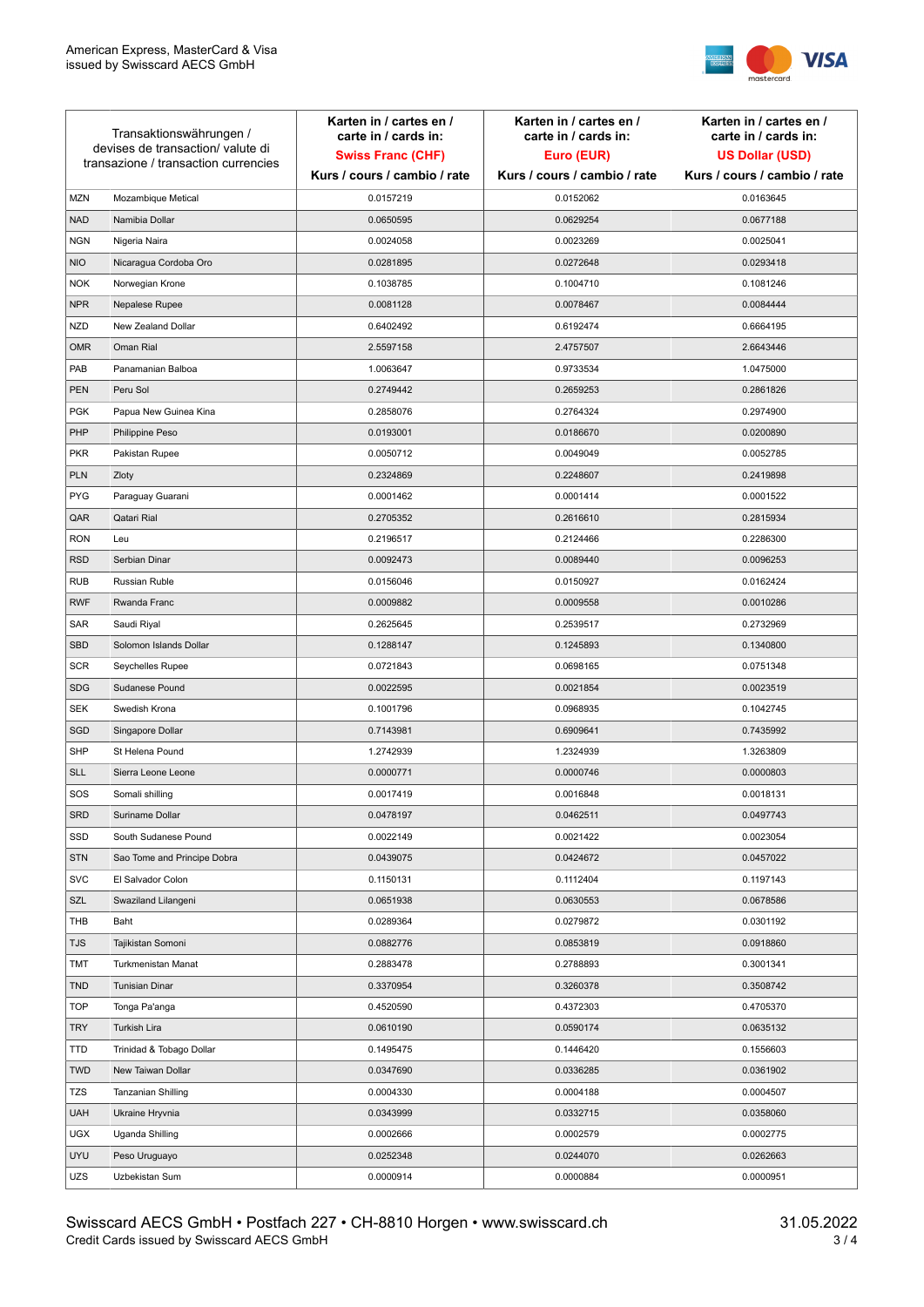| Transaktionswährungen / devises de transaction/ valute di transazione / transaction currencies | | Karten in / cartes en / carte in / cards in: **Swiss Franc (CHF)** Kurs / cours / cambio / rate | Karten in / cartes en / carte in / cards in: **Euro (EUR)** Kurs / cours / cambio / rate | Karten in / cartes en / carte in / cards in: **US Dollar (USD)** Kurs / cours / cambio / rate |
|---|---|---|---|---|
| MZN | Mozambique Metical | 0.0157219 | 0.0152062 | 0.0163645 |
| NAD | Namibia Dollar | 0.0650595 | 0.0629254 | 0.0677188 |
| NGN | Nigeria Naira | 0.0024058 | 0.0023269 | 0.0025041 |
| NIO | Nicaragua Cordoba Oro | 0.0281895 | 0.0272648 | 0.0293418 |
| NOK | Norwegian Krone | 0.1038785 | 0.1004710 | 0.1081246 |
| NPR | Nepalese Rupee | 0.0081128 | 0.0078467 | 0.0084444 |
| NZD | New Zealand Dollar | 0.6402492 | 0.6192474 | 0.6664195 |
| OMR | Oman Rial | 2.5597158 | 2.4757507 | 2.6643446 |
| PAB | Panamanian Balboa | 1.0063647 | 0.9733534 | 1.0475000 |
| PEN | Peru Sol | 0.2749442 | 0.2659253 | 0.2861826 |
| PGK | Papua New Guinea Kina | 0.2858076 | 0.2764324 | 0.2974900 |
| PHP | Philippine Peso | 0.0193001 | 0.0186670 | 0.0200890 |
| PKR | Pakistan Rupee | 0.0050712 | 0.0049049 | 0.0052785 |
| PLN | Zloty | 0.2324869 | 0.2248607 | 0.2419898 |
| PYG | Paraguay Guarani | 0.0001462 | 0.0001414 | 0.0001522 |
| QAR | Qatari Rial | 0.2705352 | 0.2616610 | 0.2815934 |
| RON | Leu | 0.2196517 | 0.2124466 | 0.2286300 |
| RSD | Serbian Dinar | 0.0092473 | 0.0089440 | 0.0096253 |
| RUB | Russian Ruble | 0.0156046 | 0.0150927 | 0.0162424 |
| RWF | Rwanda Franc | 0.0009882 | 0.0009558 | 0.0010286 |
| SAR | Saudi Riyal | 0.2625645 | 0.2539517 | 0.2732969 |
| SBD | Solomon Islands Dollar | 0.1288147 | 0.1245893 | 0.1340800 |
| SCR | Seychelles Rupee | 0.0721843 | 0.0698165 | 0.0751348 |
| SDG | Sudanese Pound | 0.0022595 | 0.0021854 | 0.0023519 |
| SEK | Swedish Krona | 0.1001796 | 0.0968935 | 0.1042745 |
| SGD | Singapore Dollar | 0.7143981 | 0.6909641 | 0.7435992 |
| SHP | St Helena Pound | 1.2742939 | 1.2324939 | 1.3263809 |
| SLL | Sierra Leone Leone | 0.0000771 | 0.0000746 | 0.0000803 |
| SOS | Somali shilling | 0.0017419 | 0.0016848 | 0.0018131 |
| SRD | Suriname Dollar | 0.0478197 | 0.0462511 | 0.0497743 |
| SSD | South Sudanese Pound | 0.0022149 | 0.0021422 | 0.0023054 |
| STN | Sao Tome and Principe Dobra | 0.0439075 | 0.0424672 | 0.0457022 |
| SVC | El Salvador Colon | 0.1150131 | 0.1112404 | 0.1197143 |
| SZL | Swaziland Lilangeni | 0.0651938 | 0.0630553 | 0.0678586 |
| THB | Baht | 0.0289364 | 0.0279872 | 0.0301192 |
| TJS | Tajikistan Somoni | 0.0882776 | 0.0853819 | 0.0918860 |
| TMT | Turkmenistan Manat | 0.2883478 | 0.2788893 | 0.3001341 |
| TND | Tunisian Dinar | 0.3370954 | 0.3260378 | 0.3508742 |
| TOP | Tonga Pa'anga | 0.4520590 | 0.4372303 | 0.4705370 |
| TRY | Turkish Lira | 0.0610190 | 0.0590174 | 0.0635132 |
| TTD | Trinidad & Tobago Dollar | 0.1495475 | 0.1446420 | 0.1556603 |
| TWD | New Taiwan Dollar | 0.0347690 | 0.0336285 | 0.0361902 |
| TZS | Tanzanian Shilling | 0.0004330 | 0.0004188 | 0.0004507 |
| UAH | Ukraine Hryvnia | 0.0343999 | 0.0332715 | 0.0358060 |
| UGX | Uganda Shilling | 0.0002666 | 0.0002579 | 0.0002775 |
| UYU | Peso Uruguayo | 0.0252348 | 0.0244070 | 0.0262663 |
| UZS | Uzbekistan Sum | 0.0000914 | 0.0000884 | 0.0000951 |

Swisscard AECS GmbH • Postfach 227 • CH-8810 Horgen • www.swisscard.ch
Credit Cards issued by Swisscard AECS GmbH

31.05.2022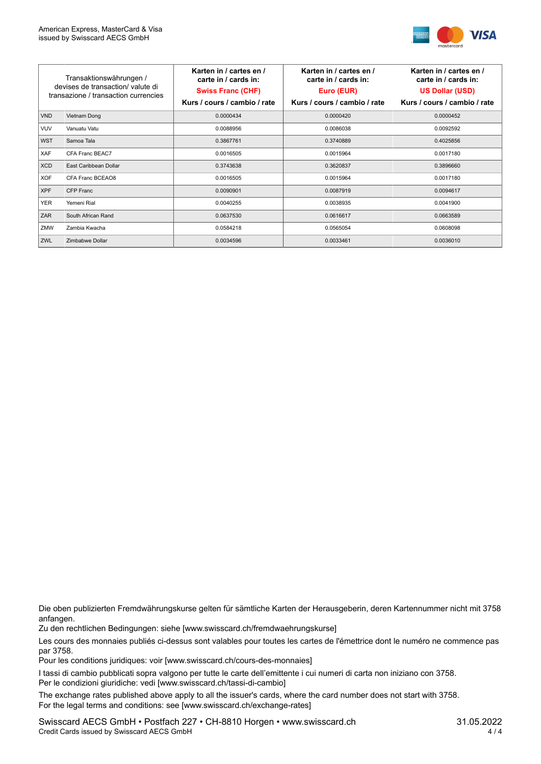| Transaktionswährungen / devises de transaction/ valute di transazione / transaction currencies | | Karten in / cartes en / carte in / cards in: **Swiss Franc (CHF)** Kurs / cours / cambio / rate | Karten in / cartes en / carte in / cards in: **Euro (EUR)** Kurs / cours / cambio / rate | Karten in / cartes en / carte in / cards in: **US Dollar (USD)** Kurs / cours / cambio / rate |
|---|---|---|---|---|
| VND | Vietnam Dong | 0.0000434 | 0.0000420 | 0.0000452 |
| VUV | Vanuatu Vatu | 0.0088956 | 0.0086038 | 0.0092592 |
| WST | Samoa Tala | 0.3867761 | 0.3740889 | 0.4025856 |
| XAF | CFA Franc BEAC7 | 0.0016505 | 0.0015964 | 0.0017180 |
| XCD | East Caribbean Dollar | 0.3743638 | 0.3620837 | 0.3896660 |
| XOF | CFA Franc BCEAO8 | 0.0016505 | 0.0015964 | 0.0017180 |
| XPF | CFP Franc | 0.0090901 | 0.0087919 | 0.0094617 |
| YER | Yemeni Rial | 0.0040255 | 0.0038935 | 0.0041900 |
| ZAR | South African Rand | 0.0637530 | 0.0616617 | 0.0663589 |
| ZMW | Zambia Kwacha | 0.0584218 | 0.0565054 | 0.0608098 |
| ZWL | Zimbabwe Dollar | 0.0034596 | 0.0033461 | 0.0036010 |

Die oben publizierten Fremdwährungskurse gelten für sämtliche Karten der Herausgeberin, deren Kartennummer nicht mit 3758 anfangen.
Zu den rechtlichen Bedingungen: siehe [www.swisscard.ch/fremdwaehrungskurse]

Les cours des monnaies publiés ci-dessus sont valables pour toutes les cartes de l'émettrice dont le numéro ne commence pas par 3758.
Pour les conditions juridiques: voir [www.swisscard.ch/cours-des-monnaies]

I tassi di cambio pubblicati sopra valgono per tutte le carte dell'emittente i cui numeri di carta non iniziano con 3758.
Per le condizioni giuridiche: vedi [www.swisscard.ch/tassi-di-cambio]

The exchange rates published above apply to all the issuer's cards, where the card number does not start with 3758.
For the legal terms and conditions: see [www.swisscard.ch/exchange-rates]

Swisscard AECS GmbH • Postfach 227 • CH-8810 Horgen • www.swisscard.ch
Credit Cards issued by Swisscard AECS GmbH

31.05.2022